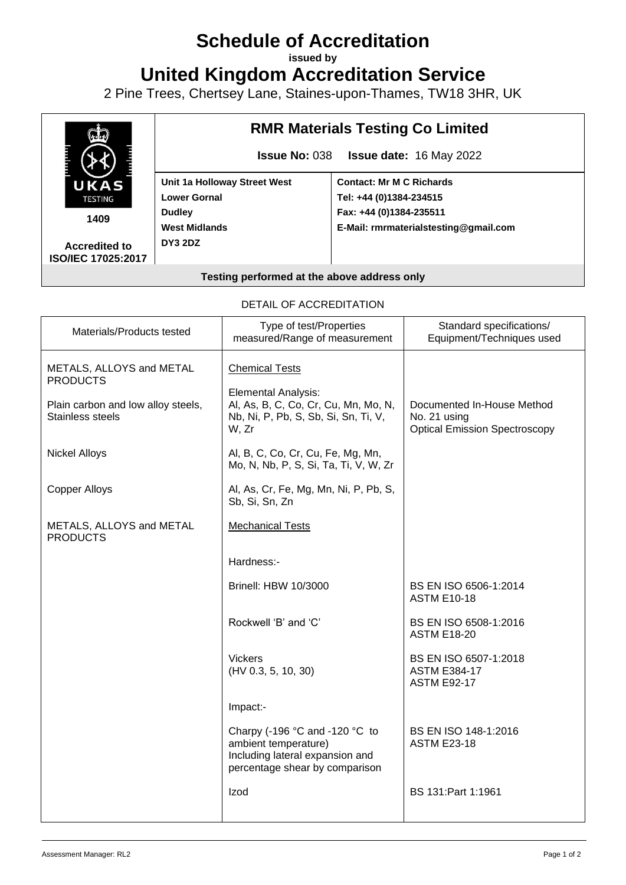# Schedule of Accreditation

**issued by**

# United Kingdom Accreditation Service

2 Pine Trees, Chertsey Lane, Staines-upon-Thames, TW18 3HR, UK

| | | |
|---|---|---|
| UKAS TESTING **1409** **Accredited to ISO/IEC 17025:2017** | **RMR Materials Testing Co Limited** **Issue No:** 038 **Issue date:** 16 May 2022 | |
| | **Unit 1a Holloway Street West** **Lower Gornal** **Dudley** **West Midlands** **DY3 2DZ** | **Contact: Mr M C Richards** **Tel: +44 (0)1384-234515** **Fax: +44 (0)1384-235511** **E-Mail: rmrmaterialstesting@gmail.com** |
| **Testing performed at the above address only** | | |

DETAIL OF ACCREDITATION

| Materials/Products tested | Type of test/Properties measured/Range of measurement | Standard specifications/ Equipment/Techniques used |
|---|---|---|
| METALS, ALLOYS and METAL PRODUCTS | Chemical Tests | |
| Plain carbon and low alloy steels, Stainless steels | Elemental Analysis: Al, As, B, C, Co, Cr, Cu, Mn, Mo, N, Nb, Ni, P, Pb, S, Sb, Si, Sn, Ti, V, W, Zr | Documented In-House Method No. 21 using Optical Emission Spectroscopy |
| Nickel Alloys | Al, B, C, Co, Cr, Cu, Fe, Mg, Mn, Mo, N, Nb, P, S, Si, Ta, Ti, V, W, Zr | |
| Copper Alloys | Al, As, Cr, Fe, Mg, Mn, Ni, P, Pb, S, Sb, Si, Sn, Zn | |
| METALS, ALLOYS and METAL PRODUCTS | Mechanical Tests | |
| | Hardness:- | |
| | Brinell: HBW 10/3000 | BS EN ISO 6506-1:2014 ASTM E10-18 |
| | Rockwell 'B' and 'C' | BS EN ISO 6508-1:2016 ASTM E18-20 |
| | Vickers (HV 0.3, 5, 10, 30) | BS EN ISO 6507-1:2018 ASTM E384-17 ASTM E92-17 |
| | Impact:- | |
| | Charpy (-196 °C and -120 °C to ambient temperature) Including lateral expansion and percentage shear by comparison | BS EN ISO 148-1:2016 ASTM E23-18 |
| | Izod | BS 131:Part 1:1961 |

Assessment Manager: RL2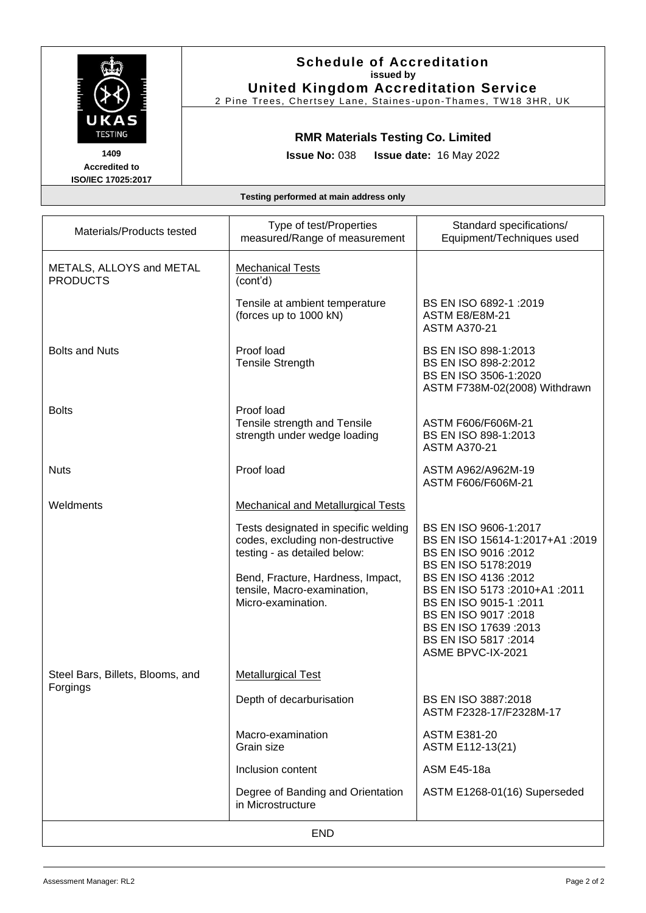UKAS TESTING

1409
**Accredited to ISO/IEC 17025:2017**

# Schedule of Accreditation
**issued by**
## United Kingdom Accreditation Service
2 Pine Trees, Chertsey Lane, Staines-upon-Thames, TW18 3HR, UK

### RMR Materials Testing Co. Limited

**Issue No:** 038 **Issue date:** 16 May 2022

**Testing performed at main address only**

| Materials/Products tested | Type of test/Properties measured/Range of measurement | Standard specifications/ Equipment/Techniques used |
|---|---|---|
| METALS, ALLOYS and METAL PRODUCTS | <u>Mechanical Tests</u> (cont'd) | |
| | Tensile at ambient temperature (forces up to 1000 kN) | BS EN ISO 6892-1 :2019<br>ASTM E8/E8M-21<br>ASTM A370-21 |
| Bolts and Nuts | Proof load<br>Tensile Strength | BS EN ISO 898-1:2013<br>BS EN ISO 898-2:2012<br>BS EN ISO 3506-1:2020<br>ASTM F738M-02(2008) Withdrawn |
| Bolts | Proof load<br>Tensile strength and Tensile strength under wedge loading | ASTM F606/F606M-21<br>BS EN ISO 898-1:2013<br>ASTM A370-21 |
| Nuts | Proof load | ASTM A962/A962M-19<br>ASTM F606/F606M-21 |
| Weldments | <u>Mechanical and Metallurgical Tests</u> | |
| | Tests designated in specific welding codes, excluding non-destructive testing - as detailed below:<br><br>Bend, Fracture, Hardness, Impact, tensile, Macro-examination, Micro-examination. | BS EN ISO 9606-1:2017<br>BS EN ISO 15614-1:2017+A1 :2019<br>BS EN ISO 9016 :2012<br>BS EN ISO 5178:2019<br>BS EN ISO 4136 :2012<br>BS EN ISO 5173 :2010+A1 :2011<br>BS EN ISO 9015-1 :2011<br>BS EN ISO 9017 :2018<br>BS EN ISO 17639 :2013<br>BS EN ISO 5817 :2014<br>ASME BPVC-IX-2021 |
| Steel Bars, Billets, Blooms, and Forgings | <u>Metallurgical Test</u> | |
| | Depth of decarburisation | BS EN ISO 3887:2018<br>ASTM F2328-17/F2328M-17 |
| | Macro-examination<br>Grain size | ASTM E381-20<br>ASTM E112-13(21) |
| | Inclusion content | ASM E45-18a |
| | Degree of Banding and Orientation in Microstructure | ASTM E1268-01(16) Superseded |

END

Assessment Manager: RL2